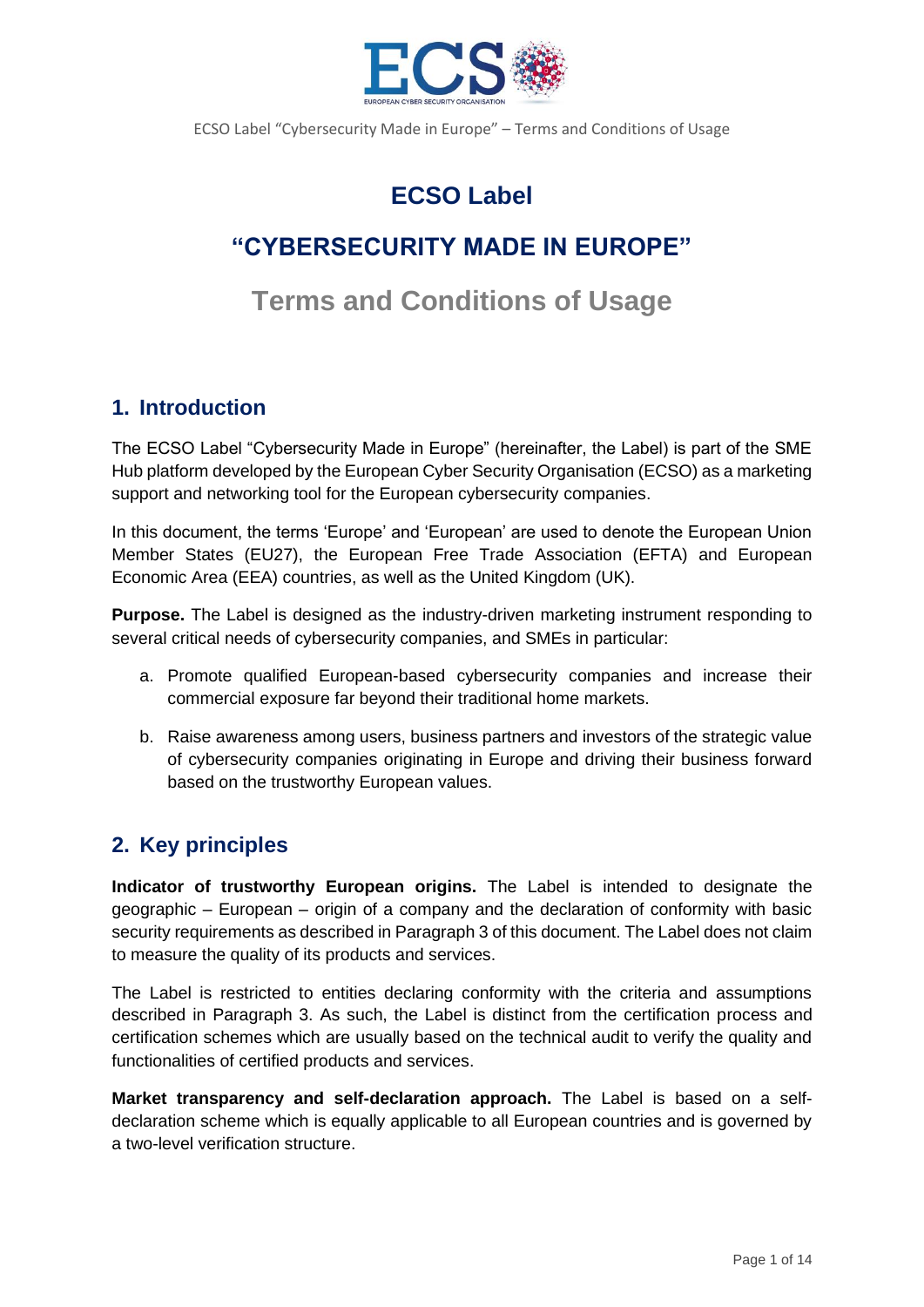# ECSO Label

# "CYBERSECURITY MADE IN EUROPE"

# Terms and Conditions of Usage

## 1. Introduction

The ECSO Label "Cybersecurity Made in Europe" (hereinafter, the Label) is part of the SME Hub platform developed by the European Cyber Security Organisation (ECSO) as a marketing support and networking tool for the European cybersecurity companies.

In this document, the terms 'Europe' and 'European' are used to denote the European Union Member States (EU27), the European Free Trade Association (EFTA) and European Economic Area (EEA) countries, as well as the United Kingdom (UK).

**Purpose.** The Label is designed as the industry-driven marketing instrument responding to several critical needs of cybersecurity companies, and SMEs in particular:

a. Promote qualified European-based cybersecurity companies and increase their commercial exposure far beyond their traditional home markets.

b. Raise awareness among users, business partners and investors of the strategic value of cybersecurity companies originating in Europe and driving their business forward based on the trustworthy European values.

## 2. Key principles

**Indicator of trustworthy European origins.** The Label is intended to designate the geographic – European – origin of a company and the declaration of conformity with basic security requirements as described in Paragraph 3 of this document. The Label does not claim to measure the quality of its products and services.

The Label is restricted to entities declaring conformity with the criteria and assumptions described in Paragraph 3. As such, the Label is distinct from the certification process and certification schemes which are usually based on the technical audit to verify the quality and functionalities of certified products and services.

**Market transparency and self-declaration approach.** The Label is based on a self-declaration scheme which is equally applicable to all European countries and is governed by a two-level verification structure.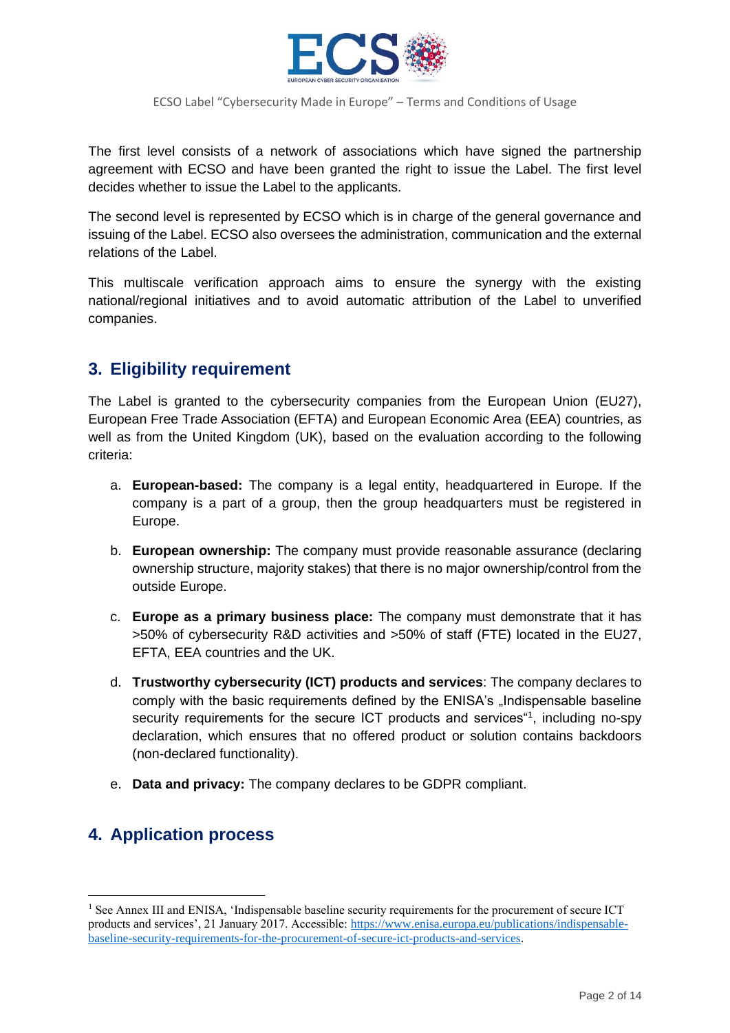The first level consists of a network of associations which have signed the partnership agreement with ECSO and have been granted the right to issue the Label. The first level decides whether to issue the Label to the applicants.

The second level is represented by ECSO which is in charge of the general governance and issuing of the Label. ECSO also oversees the administration, communication and the external relations of the Label.

This multiscale verification approach aims to ensure the synergy with the existing national/regional initiatives and to avoid automatic attribution of the Label to unverified companies.

## 3. Eligibility requirement

The Label is granted to the cybersecurity companies from the European Union (EU27), European Free Trade Association (EFTA) and European Economic Area (EEA) countries, as well as from the United Kingdom (UK), based on the evaluation according to the following criteria:

a. **European-based:** The company is a legal entity, headquartered in Europe. If the company is a part of a group, then the group headquarters must be registered in Europe.

b. **European ownership:** The company must provide reasonable assurance (declaring ownership structure, majority stakes) that there is no major ownership/control from the outside Europe.

c. **Europe as a primary business place:** The company must demonstrate that it has >50% of cybersecurity R&D activities and >50% of staff (FTE) located in the EU27, EFTA, EEA countries and the UK.

d. **Trustworthy cybersecurity (ICT) products and services**: The company declares to comply with the basic requirements defined by the ENISA's „Indispensable baseline security requirements for the secure ICT products and services"[1], including no-spy declaration, which ensures that no offered product or solution contains backdoors (non-declared functionality).

e. **Data and privacy:** The company declares to be GDPR compliant.

## 4. Application process

[1] See Annex III and ENISA, 'Indispensable baseline security requirements for the procurement of secure ICT products and services', 21 January 2017. Accessible: https://www.enisa.europa.eu/publications/indispensable-baseline-security-requirements-for-the-procurement-of-secure-ict-products-and-services.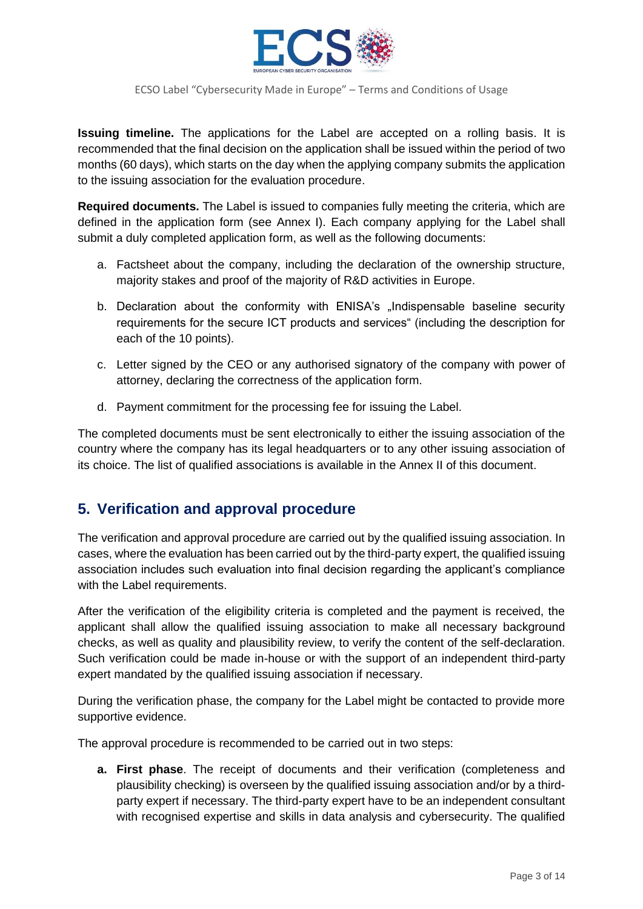**Issuing timeline.** The applications for the Label are accepted on a rolling basis. It is recommended that the final decision on the application shall be issued within the period of two months (60 days), which starts on the day when the applying company submits the application to the issuing association for the evaluation procedure.

**Required documents.** The Label is issued to companies fully meeting the criteria, which are defined in the application form (see Annex I). Each company applying for the Label shall submit a duly completed application form, as well as the following documents:

a. Factsheet about the company, including the declaration of the ownership structure, majority stakes and proof of the majority of R&D activities in Europe.

b. Declaration about the conformity with ENISA's „Indispensable baseline security requirements for the secure ICT products and services" (including the description for each of the 10 points).

c. Letter signed by the CEO or any authorised signatory of the company with power of attorney, declaring the correctness of the application form.

d. Payment commitment for the processing fee for issuing the Label.

The completed documents must be sent electronically to either the issuing association of the country where the company has its legal headquarters or to any other issuing association of its choice. The list of qualified associations is available in the Annex II of this document.

## 5. Verification and approval procedure

The verification and approval procedure are carried out by the qualified issuing association. In cases, where the evaluation has been carried out by the third-party expert, the qualified issuing association includes such evaluation into final decision regarding the applicant's compliance with the Label requirements.

After the verification of the eligibility criteria is completed and the payment is received, the applicant shall allow the qualified issuing association to make all necessary background checks, as well as quality and plausibility review, to verify the content of the self-declaration. Such verification could be made in-house or with the support of an independent third-party expert mandated by the qualified issuing association if necessary.

During the verification phase, the company for the Label might be contacted to provide more supportive evidence.

The approval procedure is recommended to be carried out in two steps:

a. **First phase**. The receipt of documents and their verification (completeness and plausibility checking) is overseen by the qualified issuing association and/or by a third-party expert if necessary. The third-party expert have to be an independent consultant with recognised expertise and skills in data analysis and cybersecurity. The qualified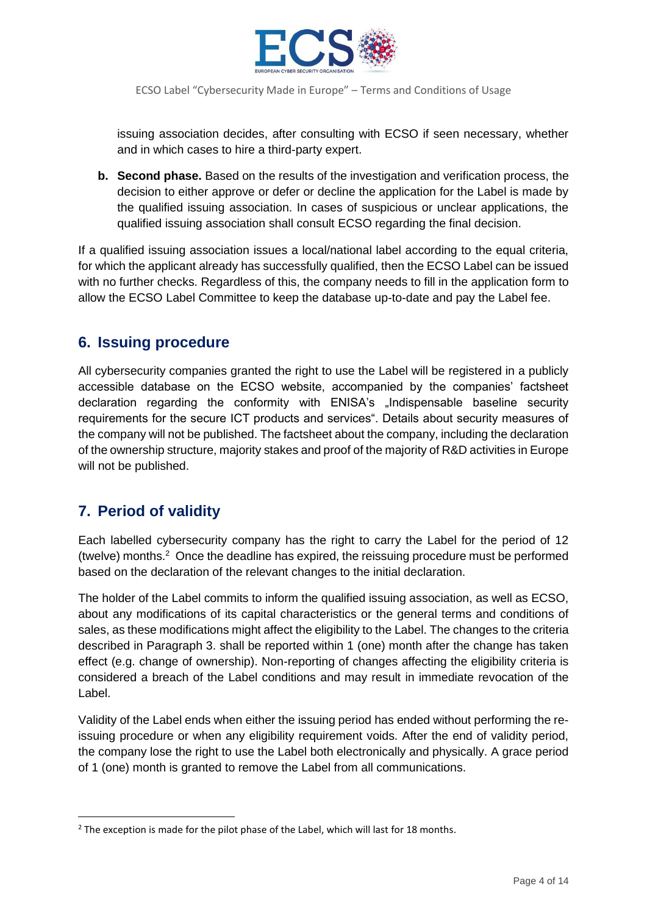issuing association decides, after consulting with ECSO if seen necessary, whether and in which cases to hire a third-party expert.

b. **Second phase.** Based on the results of the investigation and verification process, the decision to either approve or defer or decline the application for the Label is made by the qualified issuing association. In cases of suspicious or unclear applications, the qualified issuing association shall consult ECSO regarding the final decision.

If a qualified issuing association issues a local/national label according to the equal criteria, for which the applicant already has successfully qualified, then the ECSO Label can be issued with no further checks. Regardless of this, the company needs to fill in the application form to allow the ECSO Label Committee to keep the database up-to-date and pay the Label fee.

## 6. Issuing procedure

All cybersecurity companies granted the right to use the Label will be registered in a publicly accessible database on the ECSO website, accompanied by the companies' factsheet declaration regarding the conformity with ENISA's „Indispensable baseline security requirements for the secure ICT products and services". Details about security measures of the company will not be published. The factsheet about the company, including the declaration of the ownership structure, majority stakes and proof of the majority of R&D activities in Europe will not be published.

## 7. Period of validity

Each labelled cybersecurity company has the right to carry the Label for the period of 12 (twelve) months.[2] Once the deadline has expired, the reissuing procedure must be performed based on the declaration of the relevant changes to the initial declaration.

The holder of the Label commits to inform the qualified issuing association, as well as ECSO, about any modifications of its capital characteristics or the general terms and conditions of sales, as these modifications might affect the eligibility to the Label. The changes to the criteria described in Paragraph 3. shall be reported within 1 (one) month after the change has taken effect (e.g. change of ownership). Non-reporting of changes affecting the eligibility criteria is considered a breach of the Label conditions and may result in immediate revocation of the Label.

Validity of the Label ends when either the issuing period has ended without performing the re-issuing procedure or when any eligibility requirement voids. After the end of validity period, the company lose the right to use the Label both electronically and physically. A grace period of 1 (one) month is granted to remove the Label from all communications.

[2] The exception is made for the pilot phase of the Label, which will last for 18 months.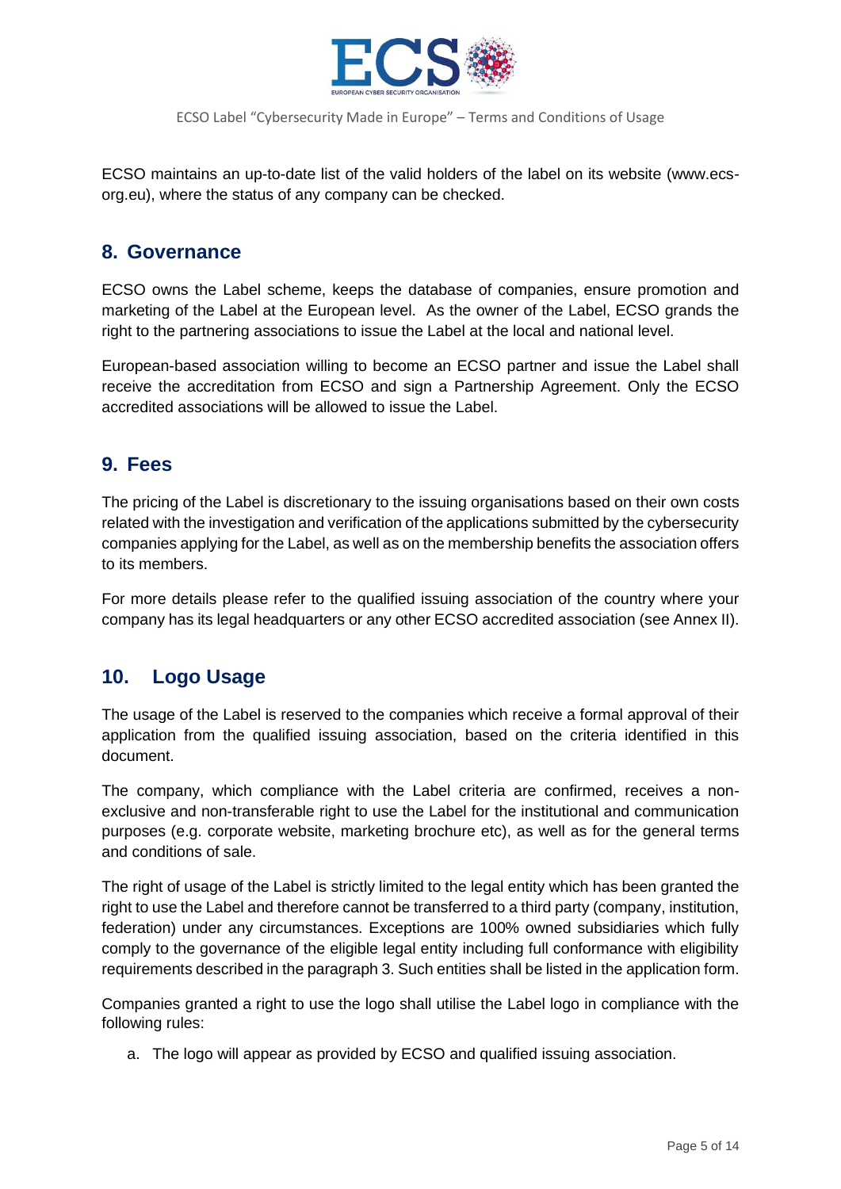ECSO maintains an up-to-date list of the valid holders of the label on its website (www.ecs-org.eu), where the status of any company can be checked.

## 8. Governance

ECSO owns the Label scheme, keeps the database of companies, ensure promotion and marketing of the Label at the European level. As the owner of the Label, ECSO grands the right to the partnering associations to issue the Label at the local and national level.

European-based association willing to become an ECSO partner and issue the Label shall receive the accreditation from ECSO and sign a Partnership Agreement. Only the ECSO accredited associations will be allowed to issue the Label.

## 9. Fees

The pricing of the Label is discretionary to the issuing organisations based on their own costs related with the investigation and verification of the applications submitted by the cybersecurity companies applying for the Label, as well as on the membership benefits the association offers to its members.

For more details please refer to the qualified issuing association of the country where your company has its legal headquarters or any other ECSO accredited association (see Annex II).

## 10. Logo Usage

The usage of the Label is reserved to the companies which receive a formal approval of their application from the qualified issuing association, based on the criteria identified in this document.

The company, which compliance with the Label criteria are confirmed, receives a non-exclusive and non-transferable right to use the Label for the institutional and communication purposes (e.g. corporate website, marketing brochure etc), as well as for the general terms and conditions of sale.

The right of usage of the Label is strictly limited to the legal entity which has been granted the right to use the Label and therefore cannot be transferred to a third party (company, institution, federation) under any circumstances. Exceptions are 100% owned subsidiaries which fully comply to the governance of the eligible legal entity including full conformance with eligibility requirements described in the paragraph 3. Such entities shall be listed in the application form.

Companies granted a right to use the logo shall utilise the Label logo in compliance with the following rules:

a. The logo will appear as provided by ECSO and qualified issuing association.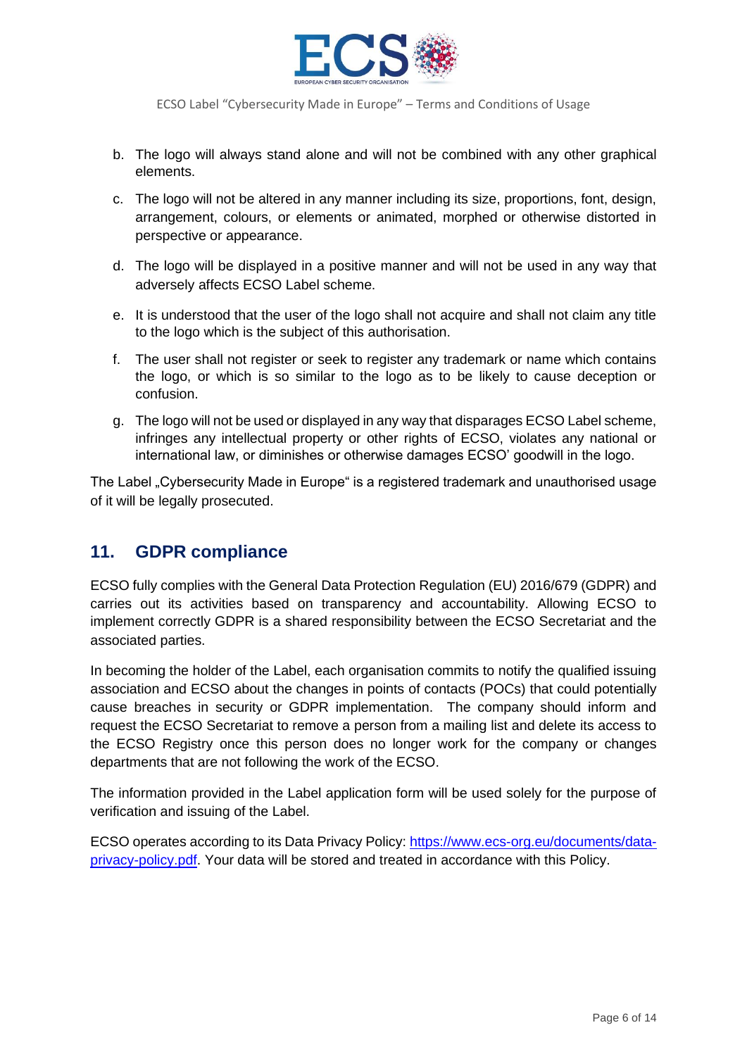b. The logo will always stand alone and will not be combined with any other graphical elements.

c. The logo will not be altered in any manner including its size, proportions, font, design, arrangement, colours, or elements or animated, morphed or otherwise distorted in perspective or appearance.

d. The logo will be displayed in a positive manner and will not be used in any way that adversely affects ECSO Label scheme.

e. It is understood that the user of the logo shall not acquire and shall not claim any title to the logo which is the subject of this authorisation.

f. The user shall not register or seek to register any trademark or name which contains the logo, or which is so similar to the logo as to be likely to cause deception or confusion.

g. The logo will not be used or displayed in any way that disparages ECSO Label scheme, infringes any intellectual property or other rights of ECSO, violates any national or international law, or diminishes or otherwise damages ECSO' goodwill in the logo.

The Label „Cybersecurity Made in Europe" is a registered trademark and unauthorised usage of it will be legally prosecuted.

## 11. GDPR compliance

ECSO fully complies with the General Data Protection Regulation (EU) 2016/679 (GDPR) and carries out its activities based on transparency and accountability. Allowing ECSO to implement correctly GDPR is a shared responsibility between the ECSO Secretariat and the associated parties.

In becoming the holder of the Label, each organisation commits to notify the qualified issuing association and ECSO about the changes in points of contacts (POCs) that could potentially cause breaches in security or GDPR implementation. The company should inform and request the ECSO Secretariat to remove a person from a mailing list and delete its access to the ECSO Registry once this person does no longer work for the company or changes departments that are not following the work of the ECSO.

The information provided in the Label application form will be used solely for the purpose of verification and issuing of the Label.

ECSO operates according to its Data Privacy Policy: [https://www.ecs-org.eu/documents/data-privacy-policy.pdf](https://www.ecs-org.eu/documents/data-privacy-policy.pdf). Your data will be stored and treated in accordance with this Policy.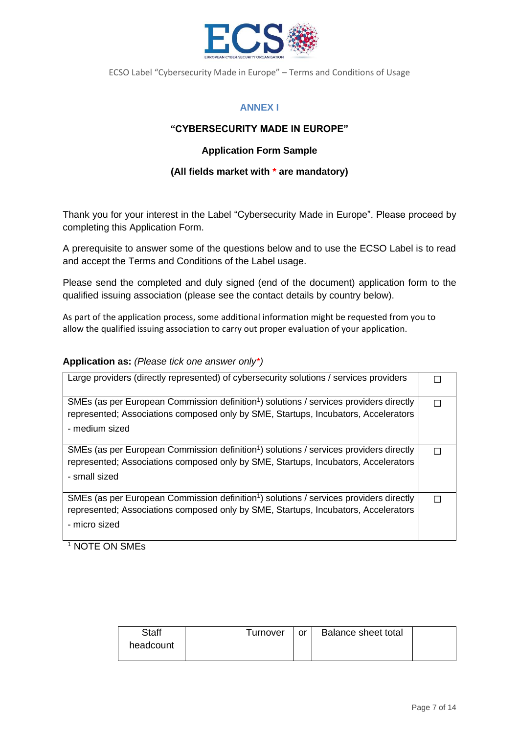## ANNEX I

### "CYBERSECURITY MADE IN EUROPE"

**Application Form Sample**

**(All fields market with * are mandatory)**

Thank you for your interest in the Label "Cybersecurity Made in Europe". Please proceed by completing this Application Form.

A prerequisite to answer some of the questions below and to use the ECSO Label is to read and accept the Terms and Conditions of the Label usage.

Please send the completed and duly signed (end of the document) application form to the qualified issuing association (please see the contact details by country below).

As part of the application process, some additional information might be requested from you to allow the qualified issuing association to carry out proper evaluation of your application.

**Application as:** *(Please tick one answer only*)*

| | |
|---|---|
| Large providers (directly represented) of cybersecurity solutions / services providers | ☐ |
| SMEs (as per European Commission definition[1]) solutions / services providers directly represented; Associations composed only by SME, Startups, Incubators, Accelerators<br>- medium sized | ☐ |
| SMEs (as per European Commission definition[1]) solutions / services providers directly represented; Associations composed only by SME, Startups, Incubators, Accelerators<br>- small sized | ☐ |
| SMEs (as per European Commission definition[1]) solutions / services providers directly represented; Associations composed only by SME, Startups, Incubators, Accelerators<br>- micro sized | ☐ |

[1] NOTE ON SMEs

| Staff headcount | | Turnover | or | Balance sheet total | |
|---|---|---|---|---|---|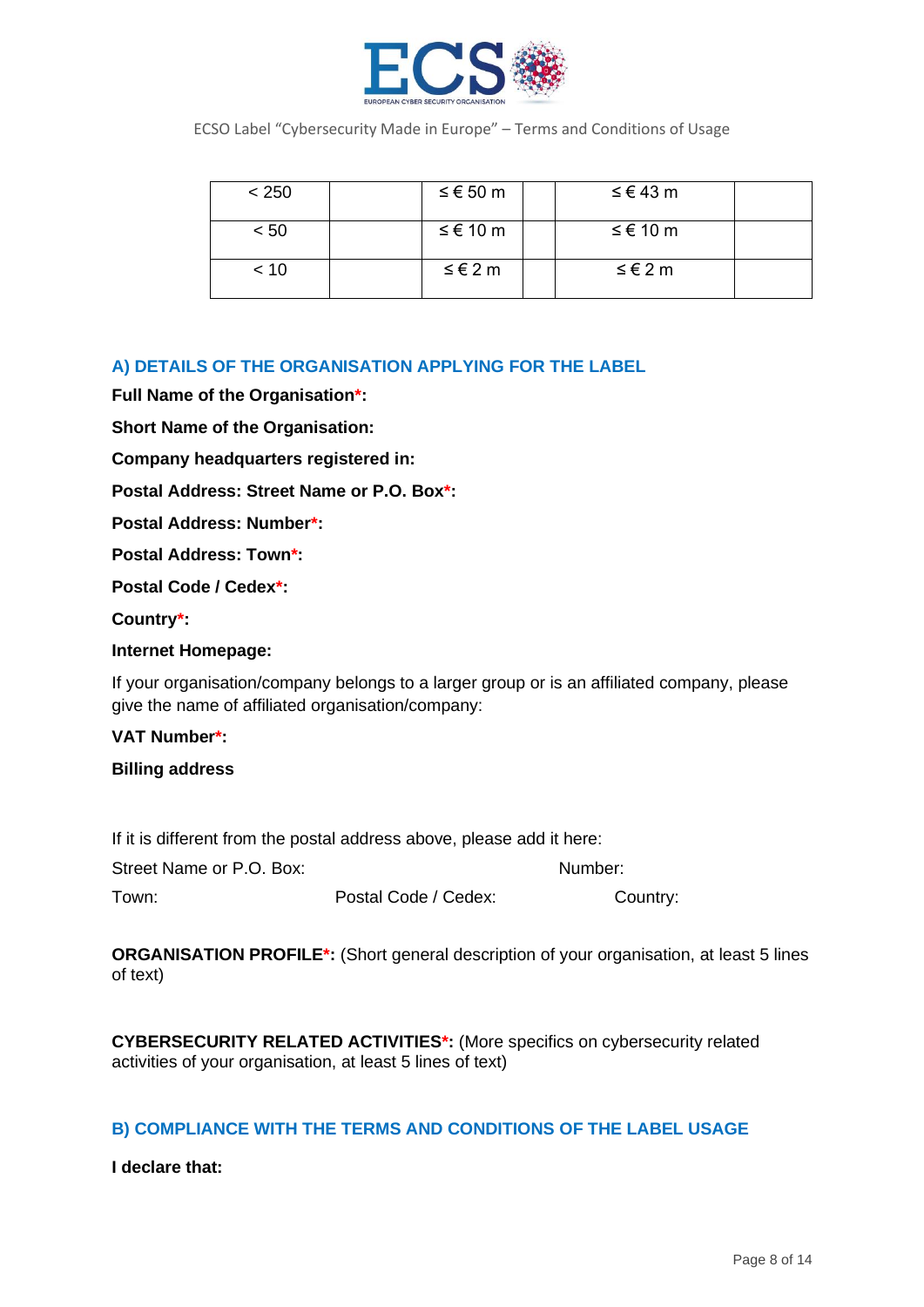| < 250 | | ≤ € 50 m | | ≤ € 43 m | |
|---|---|---|---|---|---|
| < 50 | | ≤ € 10 m | | ≤ € 10 m | |
| < 10 | | ≤ € 2 m | | ≤ € 2 m | |

## A) DETAILS OF THE ORGANISATION APPLYING FOR THE LABEL

**Full Name of the Organisation*:**

**Short Name of the Organisation:**

**Company headquarters registered in:**

**Postal Address: Street Name or P.O. Box*:**

**Postal Address: Number*:**

**Postal Address: Town*:**

**Postal Code / Cedex*:**

**Country*:**

**Internet Homepage:**

If your organisation/company belongs to a larger group or is an affiliated company, please give the name of affiliated organisation/company:

**VAT Number*:**

**Billing address**

If it is different from the postal address above, please add it here:

Street Name or P.O. Box: Number:

Town: Postal Code / Cedex: Country:

**ORGANISATION PROFILE*:** (Short general description of your organisation, at least 5 lines of text)

**CYBERSECURITY RELATED ACTIVITIES*:** (More specifics on cybersecurity related activities of your organisation, at least 5 lines of text)

## B) COMPLIANCE WITH THE TERMS AND CONDITIONS OF THE LABEL USAGE

**I declare that:**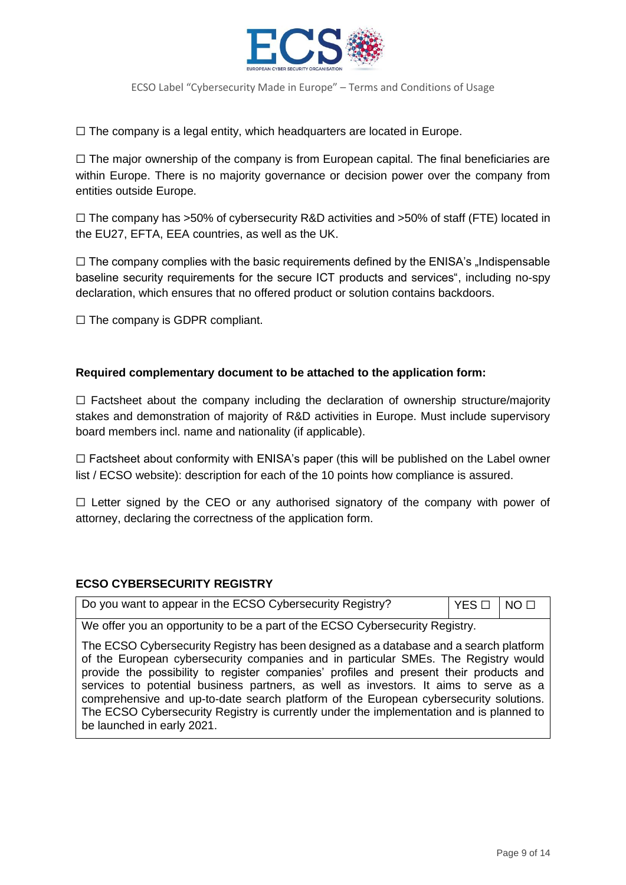☐ The company is a legal entity, which headquarters are located in Europe.

☐ The major ownership of the company is from European capital. The final beneficiaries are within Europe. There is no majority governance or decision power over the company from entities outside Europe.

☐ The company has >50% of cybersecurity R&D activities and >50% of staff (FTE) located in the EU27, EFTA, EEA countries, as well as the UK.

☐ The company complies with the basic requirements defined by the ENISA's „Indispensable baseline security requirements for the secure ICT products and services", including no-spy declaration, which ensures that no offered product or solution contains backdoors.

☐ The company is GDPR compliant.

**Required complementary document to be attached to the application form:**

☐ Factsheet about the company including the declaration of ownership structure/majority stakes and demonstration of majority of R&D activities in Europe. Must include supervisory board members incl. name and nationality (if applicable).

☐ Factsheet about conformity with ENISA's paper (this will be published on the Label owner list / ECSO website): description for each of the 10 points how compliance is assured.

☐ Letter signed by the CEO or any authorised signatory of the company with power of attorney, declaring the correctness of the application form.

**ECSO CYBERSECURITY REGISTRY**

| Do you want to appear in the ECSO Cybersecurity Registry? | YES ☐ | NO ☐ |
|---|---|---|
| We offer you an opportunity to be a part of the ECSO Cybersecurity Registry.<br><br>The ECSO Cybersecurity Registry has been designed as a database and a search platform of the European cybersecurity companies and in particular SMEs. The Registry would provide the possibility to register companies' profiles and present their products and services to potential business partners, as well as investors. It aims to serve as a comprehensive and up-to-date search platform of the European cybersecurity solutions. The ECSO Cybersecurity Registry is currently under the implementation and is planned to be launched in early 2021. | | |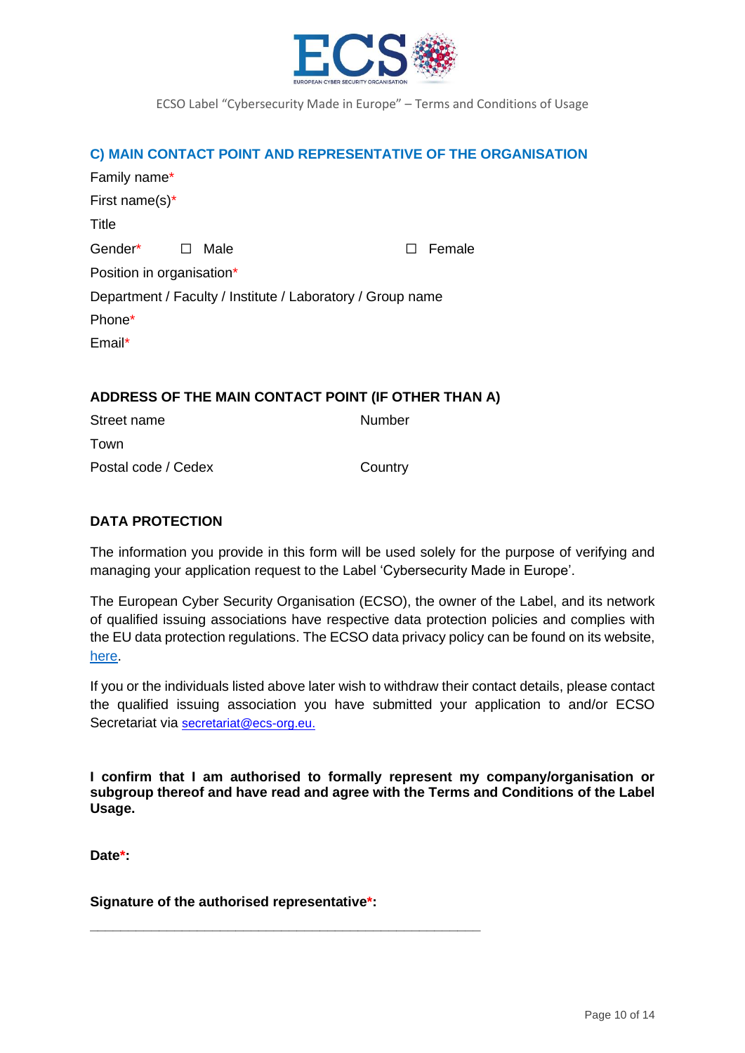## C) MAIN CONTACT POINT AND REPRESENTATIVE OF THE ORGANISATION

Family name*

First name(s)*

Title

Gender* ☐ Male ☐ Female

Position in organisation*

Department / Faculty / Institute / Laboratory / Group name

Phone*

Email*

### ADDRESS OF THE MAIN CONTACT POINT (IF OTHER THAN A)

Street name Number

Town

Postal code / Cedex Country

### DATA PROTECTION

The information you provide in this form will be used solely for the purpose of verifying and managing your application request to the Label 'Cybersecurity Made in Europe'.

The European Cyber Security Organisation (ECSO), the owner of the Label, and its network of qualified issuing associations have respective data protection policies and complies with the EU data protection regulations. The ECSO data privacy policy can be found on its website, here.

If you or the individuals listed above later wish to withdraw their contact details, please contact the qualified issuing association you have submitted your application to and/or ECSO Secretariat via secretariat@ecs-org.eu.

**I confirm that I am authorised to formally represent my company/organisation or subgroup thereof and have read and agree with the Terms and Conditions of the Label Usage.**

**Date*:**

**Signature of the authorised representative*:**

\_\_\_\_\_\_\_\_\_\_\_\_\_\_\_\_\_\_\_\_\_\_\_\_\_\_\_\_\_\_\_\_\_\_\_\_\_\_\_\_\_\_\_\_\_\_\_\_\_\_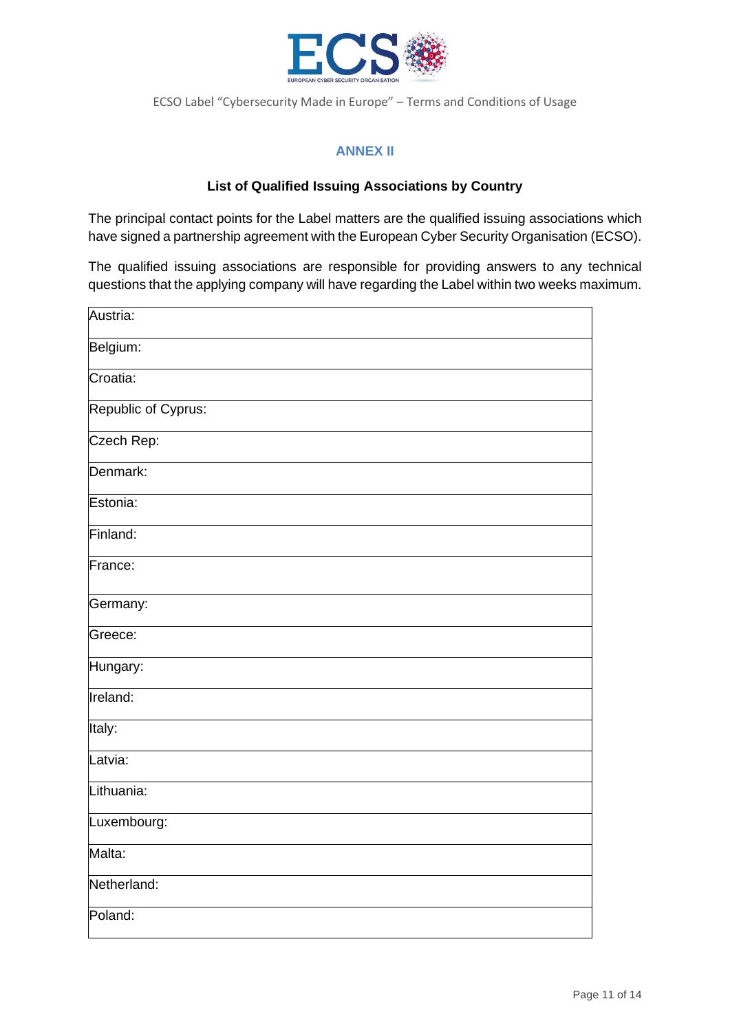## ANNEX II

**List of Qualified Issuing Associations by Country**

The principal contact points for the Label matters are the qualified issuing associations which have signed a partnership agreement with the European Cyber Security Organisation (ECSO).

The qualified issuing associations are responsible for providing answers to any technical questions that the applying company will have regarding the Label within two weeks maximum.

| Austria: |
|---|
| Belgium: |
| Croatia: |
| Republic of Cyprus: |
| Czech Rep: |
| Denmark: |
| Estonia: |
| Finland: |
| France: |
| Germany: |
| Greece: |
| Hungary: |
| Ireland: |
| Italy: |
| Latvia: |
| Lithuania: |
| Luxembourg: |
| Malta: |
| Netherland: |
| Poland: |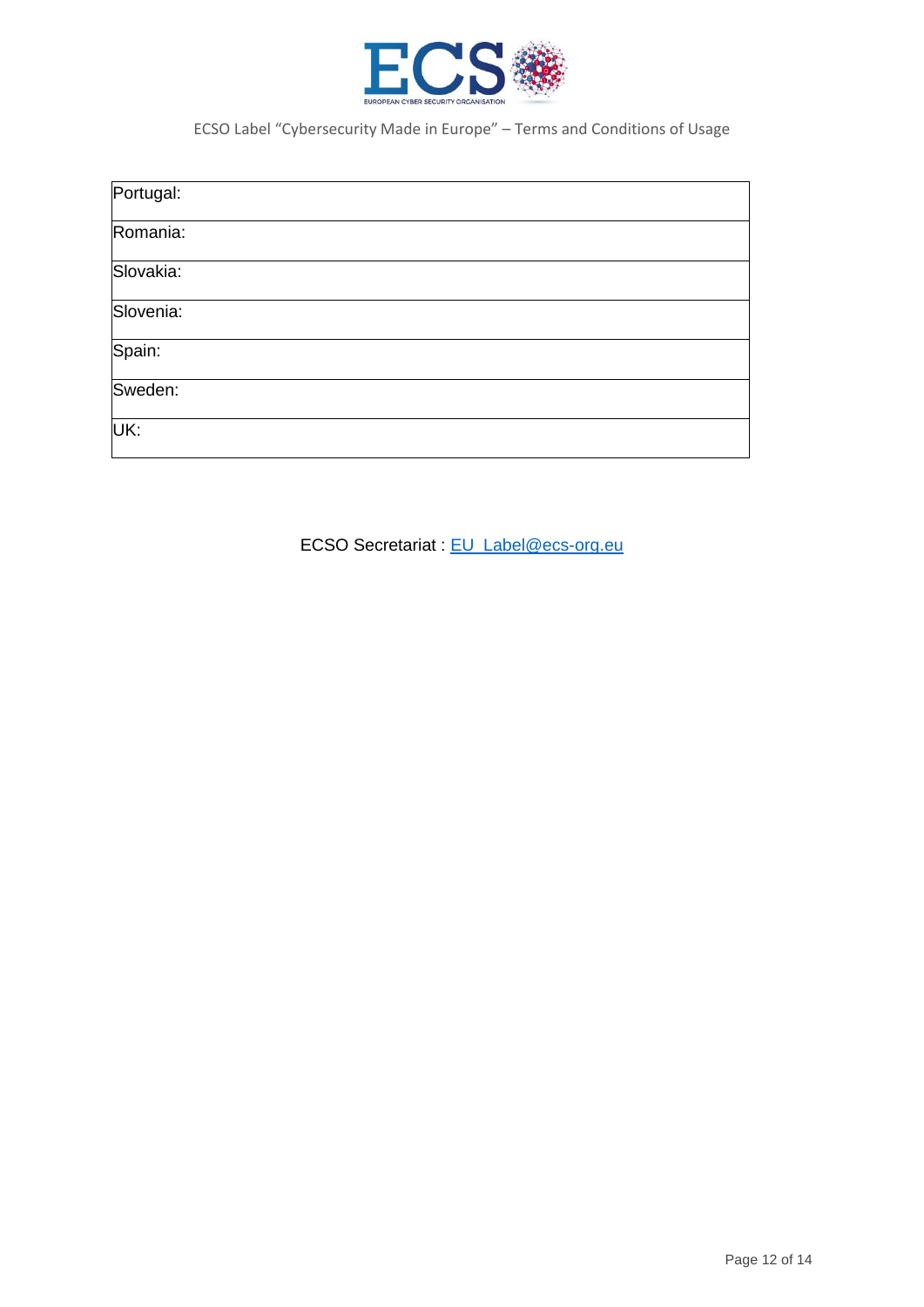| | |
|---|---|
| Portugal: | |
| Romania: | |
| Slovakia: | |
| Slovenia: | |
| Spain: | |
| Sweden: | |
| UK: | |

ECSO Secretariat : [EU_Label@ecs-org.eu](mailto:EU_Label@ecs-org.eu)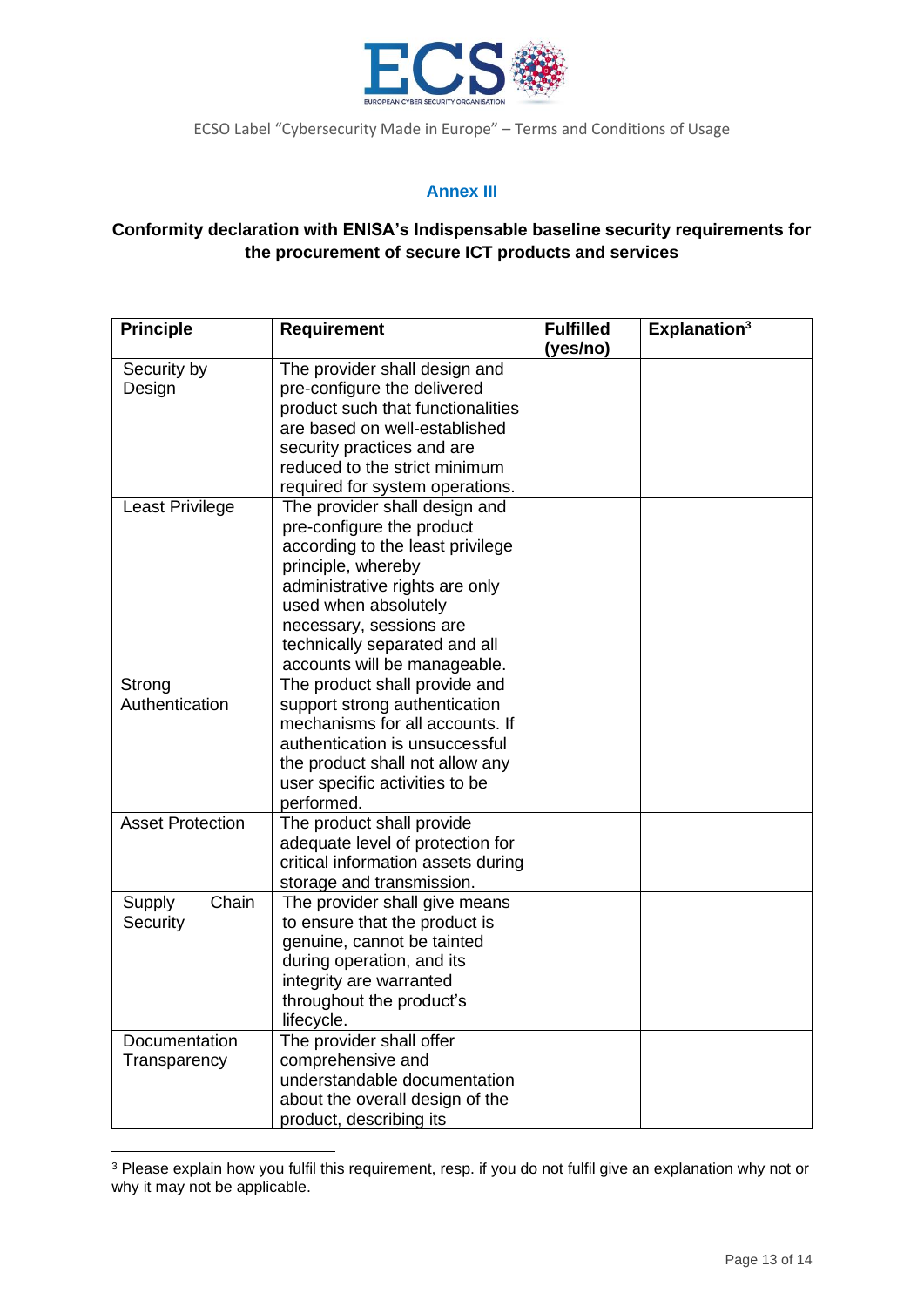## Annex III

**Conformity declaration with ENISA's Indispensable baseline security requirements for the procurement of secure ICT products and services**

| Principle | Requirement | Fulfilled (yes/no) | Explanation[3] |
|---|---|---|---|
| Security by Design | The provider shall design and pre-configure the delivered product such that functionalities are based on well-established security practices and are reduced to the strict minimum required for system operations. | | |
| Least Privilege | The provider shall design and pre-configure the product according to the least privilege principle, whereby administrative rights are only used when absolutely necessary, sessions are technically separated and all accounts will be manageable. | | |
| Strong Authentication | The product shall provide and support strong authentication mechanisms for all accounts. If authentication is unsuccessful the product shall not allow any user specific activities to be performed. | | |
| Asset Protection | The product shall provide adequate level of protection for critical information assets during storage and transmission. | | |
| Supply Chain Security | The provider shall give means to ensure that the product is genuine, cannot be tainted during operation, and its integrity are warranted throughout the product's lifecycle. | | |
| Documentation Transparency | The provider shall offer comprehensive and understandable documentation about the overall design of the product, describing its | | |

[3] Please explain how you fulfil this requirement, resp. if you do not fulfil give an explanation why not or why it may not be applicable.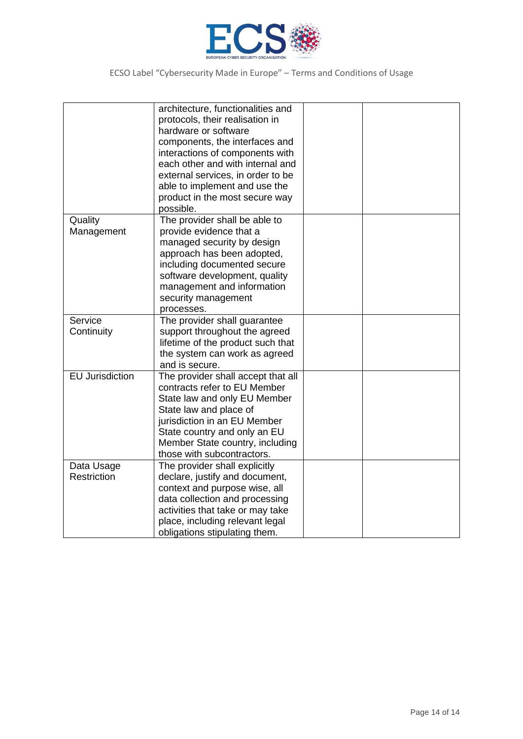| | | | |
|---|---|---|---|
| | architecture, functionalities and protocols, their realisation in hardware or software components, the interfaces and interactions of components with each other and with internal and external services, in order to be able to implement and use the product in the most secure way possible. | | |
| Quality Management | The provider shall be able to provide evidence that a managed security by design approach has been adopted, including documented secure software development, quality management and information security management processes. | | |
| Service Continuity | The provider shall guarantee support throughout the agreed lifetime of the product such that the system can work as agreed and is secure. | | |
| EU Jurisdiction | The provider shall accept that all contracts refer to EU Member State law and only EU Member State law and place of jurisdiction in an EU Member State country and only an EU Member State country, including those with subcontractors. | | |
| Data Usage Restriction | The provider shall explicitly declare, justify and document, context and purpose wise, all data collection and processing activities that take or may take place, including relevant legal obligations stipulating them. | | |